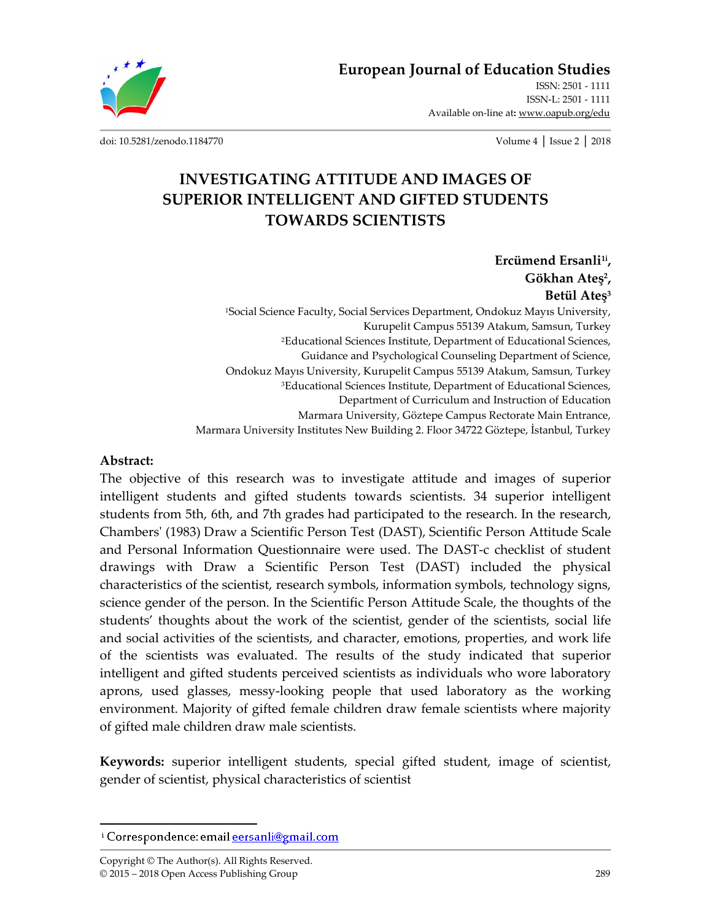# European Journal of Education Studies

ISSN: 2501 - 1111
ISSN-L: 2501 - 1111
Available on-line at: www.oapub.org/edu

doi: 10.5281/zenodo.1184770

## INVESTIGATING ATTITUDE AND IMAGES OF SUPERIOR INTELLIGENT AND GIFTED STUDENTS TOWARDS SCIENTISTS

**Ercümend Ersanli[1i], Gökhan Ateş[2], Betül Ateş[3]**

[1]Social Science Faculty, Social Services Department, Ondokuz Mayıs University, Kurupelit Campus 55139 Atakum, Samsun, Turkey

[2]Educational Sciences Institute, Department of Educational Sciences, Guidance and Psychological Counseling Department of Science, Ondokuz Mayıs University, Kurupelit Campus 55139 Atakum, Samsun, Turkey

[3]Educational Sciences Institute, Department of Educational Sciences, Department of Curriculum and Instruction of Education Marmara University, Göztepe Campus Rectorate Main Entrance, Marmara University Institutes New Building 2. Floor 34722 Göztepe, İstanbul, Turkey

**Abstract:**

The objective of this research was to investigate attitude and images of superior intelligent students and gifted students towards scientists. 34 superior intelligent students from 5th, 6th, and 7th grades had participated to the research. In the research, Chambers' (1983) Draw a Scientific Person Test (DAST), Scientific Person Attitude Scale and Personal Information Questionnaire were used. The DAST-c checklist of student drawings with Draw a Scientific Person Test (DAST) included the physical characteristics of the scientist, research symbols, information symbols, technology signs, science gender of the person. In the Scientific Person Attitude Scale, the thoughts of the students' thoughts about the work of the scientist, gender of the scientists, social life and social activities of the scientists, and character, emotions, properties, and work life of the scientists was evaluated. The results of the study indicated that superior intelligent and gifted students perceived scientists as individuals who wore laboratory aprons, used glasses, messy-looking people that used laboratory as the working environment. Majority of gifted female children draw female scientists where majority of gifted male children draw male scientists.

**Keywords:** superior intelligent students, special gifted student, image of scientist, gender of scientist, physical characteristics of scientist

---

[i] Correspondence: email eersanli@gmail.com

Copyright © The Author(s). All Rights Reserved.
© 2015 – 2018 Open Access Publishing Group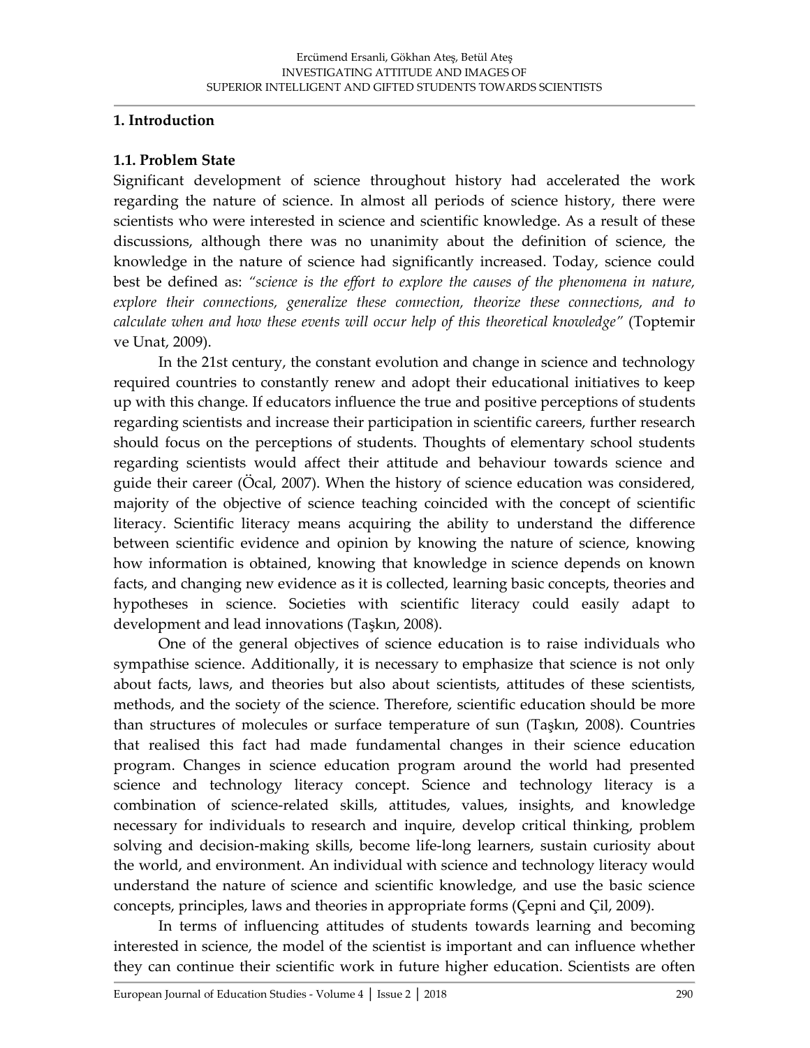## 1. Introduction

### 1.1. Problem State

Significant development of science throughout history had accelerated the work regarding the nature of science. In almost all periods of science history, there were scientists who were interested in science and scientific knowledge. As a result of these discussions, although there was no unanimity about the definition of science, the knowledge in the nature of science had significantly increased. Today, science could best be defined as: *"science is the effort to explore the causes of the phenomena in nature, explore their connections, generalize these connection, theorize these connections, and to calculate when and how these events will occur help of this theoretical knowledge"* (Toptemir ve Unat, 2009).

In the 21st century, the constant evolution and change in science and technology required countries to constantly renew and adopt their educational initiatives to keep up with this change. If educators influence the true and positive perceptions of students regarding scientists and increase their participation in scientific careers, further research should focus on the perceptions of students. Thoughts of elementary school students regarding scientists would affect their attitude and behaviour towards science and guide their career (Öcal, 2007). When the history of science education was considered, majority of the objective of science teaching coincided with the concept of scientific literacy. Scientific literacy means acquiring the ability to understand the difference between scientific evidence and opinion by knowing the nature of science, knowing how information is obtained, knowing that knowledge in science depends on known facts, and changing new evidence as it is collected, learning basic concepts, theories and hypotheses in science. Societies with scientific literacy could easily adapt to development and lead innovations (Taşkın, 2008).

One of the general objectives of science education is to raise individuals who sympathise science. Additionally, it is necessary to emphasize that science is not only about facts, laws, and theories but also about scientists, attitudes of these scientists, methods, and the society of the science. Therefore, scientific education should be more than structures of molecules or surface temperature of sun (Taşkın, 2008). Countries that realised this fact had made fundamental changes in their science education program. Changes in science education program around the world had presented science and technology literacy concept. Science and technology literacy is a combination of science-related skills, attitudes, values, insights, and knowledge necessary for individuals to research and inquire, develop critical thinking, problem solving and decision-making skills, become life-long learners, sustain curiosity about the world, and environment. An individual with science and technology literacy would understand the nature of science and scientific knowledge, and use the basic science concepts, principles, laws and theories in appropriate forms (Çepni and Çil, 2009).

In terms of influencing attitudes of students towards learning and becoming interested in science, the model of the scientist is important and can influence whether they can continue their scientific work in future higher education. Scientists are often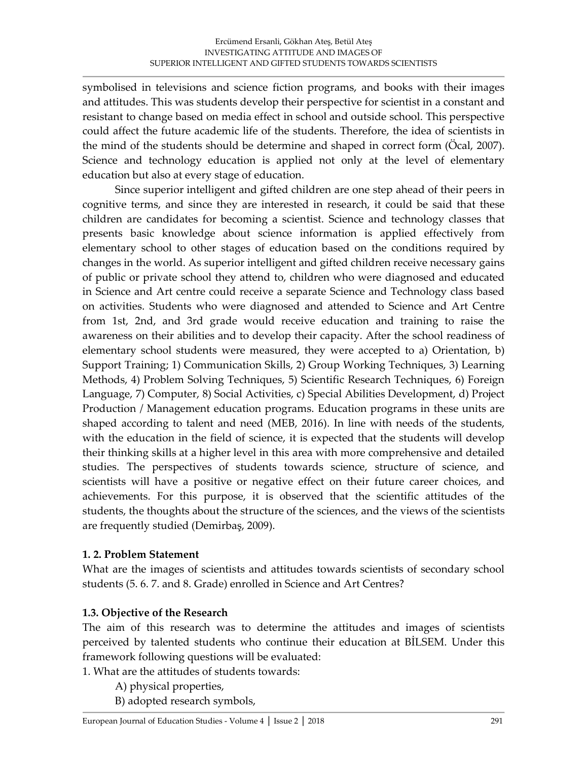symbolised in televisions and science fiction programs, and books with their images and attitudes. This was students develop their perspective for scientist in a constant and resistant to change based on media effect in school and outside school. This perspective could affect the future academic life of the students. Therefore, the idea of scientists in the mind of the students should be determine and shaped in correct form (Öcal, 2007). Science and technology education is applied not only at the level of elementary education but also at every stage of education.

Since superior intelligent and gifted children are one step ahead of their peers in cognitive terms, and since they are interested in research, it could be said that these children are candidates for becoming a scientist. Science and technology classes that presents basic knowledge about science information is applied effectively from elementary school to other stages of education based on the conditions required by changes in the world. As superior intelligent and gifted children receive necessary gains of public or private school they attend to, children who were diagnosed and educated in Science and Art centre could receive a separate Science and Technology class based on activities. Students who were diagnosed and attended to Science and Art Centre from 1st, 2nd, and 3rd grade would receive education and training to raise the awareness on their abilities and to develop their capacity. After the school readiness of elementary school students were measured, they were accepted to a) Orientation, b) Support Training; 1) Communication Skills, 2) Group Working Techniques, 3) Learning Methods, 4) Problem Solving Techniques, 5) Scientific Research Techniques, 6) Foreign Language, 7) Computer, 8) Social Activities, c) Special Abilities Development, d) Project Production / Management education programs. Education programs in these units are shaped according to talent and need (MEB, 2016). In line with needs of the students, with the education in the field of science, it is expected that the students will develop their thinking skills at a higher level in this area with more comprehensive and detailed studies. The perspectives of students towards science, structure of science, and scientists will have a positive or negative effect on their future career choices, and achievements. For this purpose, it is observed that the scientific attitudes of the students, the thoughts about the structure of the sciences, and the views of the scientists are frequently studied (Demirbaş, 2009).

### 1. 2. Problem Statement

What are the images of scientists and attitudes towards scientists of secondary school students (5. 6. 7. and 8. Grade) enrolled in Science and Art Centres?

### 1.3. Objective of the Research

The aim of this research was to determine the attitudes and images of scientists perceived by talented students who continue their education at BİLSEM. Under this framework following questions will be evaluated:

1. What are the attitudes of students towards:
   - A) physical properties,
   - B) adopted research symbols,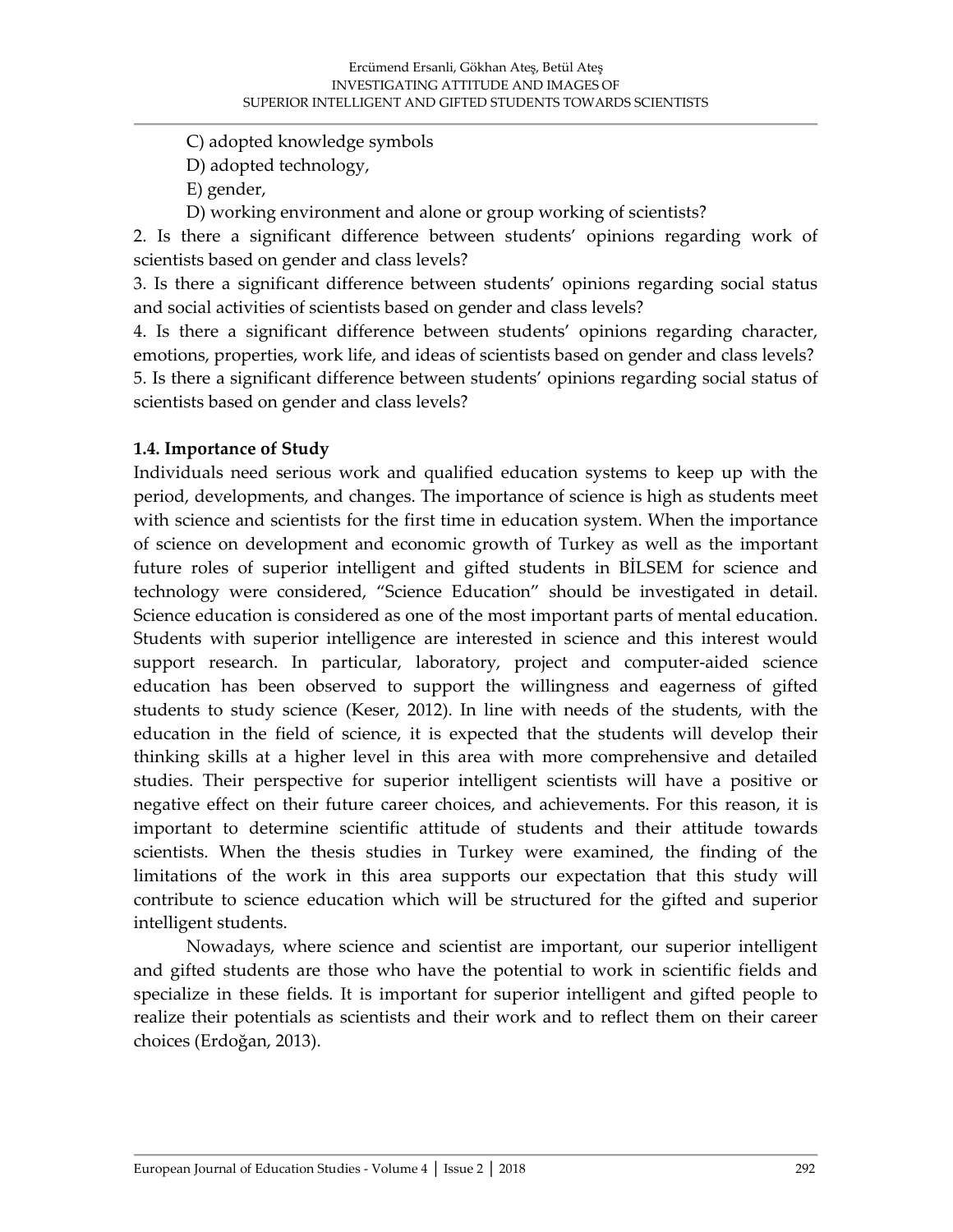C) adopted knowledge symbols

D) adopted technology,

E) gender,

D) working environment and alone or group working of scientists?

2. Is there a significant difference between students' opinions regarding work of scientists based on gender and class levels?
3. Is there a significant difference between students' opinions regarding social status and social activities of scientists based on gender and class levels?
4. Is there a significant difference between students' opinions regarding character, emotions, properties, work life, and ideas of scientists based on gender and class levels?
5. Is there a significant difference between students' opinions regarding social status of scientists based on gender and class levels?

### 1.4. Importance of Study

Individuals need serious work and qualified education systems to keep up with the period, developments, and changes. The importance of science is high as students meet with science and scientists for the first time in education system. When the importance of science on development and economic growth of Turkey as well as the important future roles of superior intelligent and gifted students in BİLSEM for science and technology were considered, "Science Education" should be investigated in detail. Science education is considered as one of the most important parts of mental education. Students with superior intelligence are interested in science and this interest would support research. In particular, laboratory, project and computer-aided science education has been observed to support the willingness and eagerness of gifted students to study science (Keser, 2012). In line with needs of the students, with the education in the field of science, it is expected that the students will develop their thinking skills at a higher level in this area with more comprehensive and detailed studies. Their perspective for superior intelligent scientists will have a positive or negative effect on their future career choices, and achievements. For this reason, it is important to determine scientific attitude of students and their attitude towards scientists. When the thesis studies in Turkey were examined, the finding of the limitations of the work in this area supports our expectation that this study will contribute to science education which will be structured for the gifted and superior intelligent students.

Nowadays, where science and scientist are important, our superior intelligent and gifted students are those who have the potential to work in scientific fields and specialize in these fields. It is important for superior intelligent and gifted people to realize their potentials as scientists and their work and to reflect them on their career choices (Erdoğan, 2013).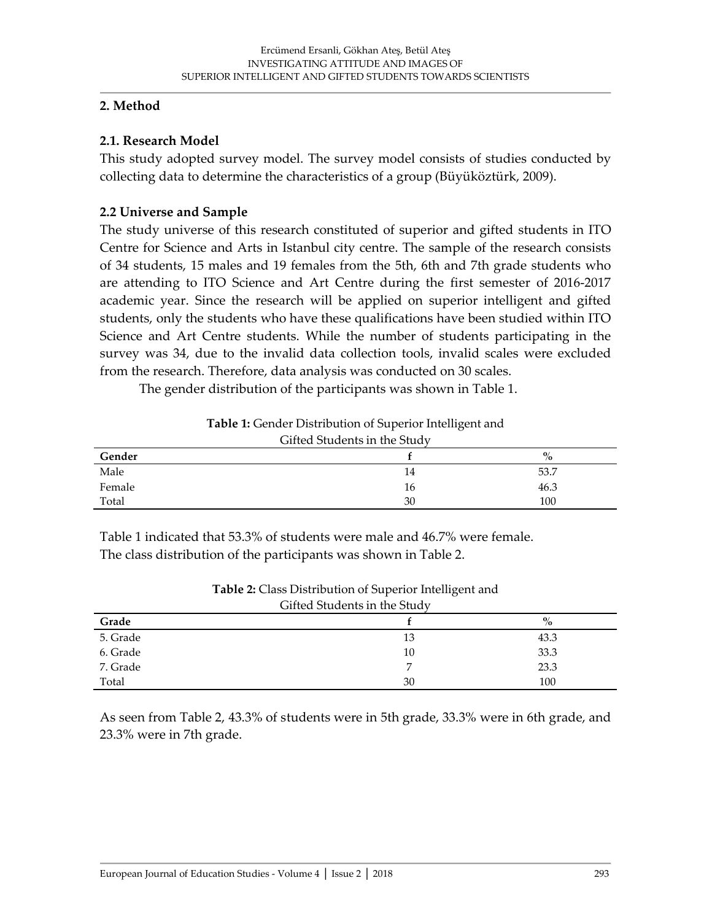## 2. Method

### 2.1. Research Model

This study adopted survey model. The survey model consists of studies conducted by collecting data to determine the characteristics of a group (Büyüköztürk, 2009).

### 2.2 Universe and Sample

The study universe of this research constituted of superior and gifted students in ITO Centre for Science and Arts in Istanbul city centre. The sample of the research consists of 34 students, 15 males and 19 females from the 5th, 6th and 7th grade students who are attending to ITO Science and Art Centre during the first semester of 2016-2017 academic year. Since the research will be applied on superior intelligent and gifted students, only the students who have these qualifications have been studied within ITO Science and Art Centre students. While the number of students participating in the survey was 34, due to the invalid data collection tools, invalid scales were excluded from the research. Therefore, data analysis was conducted on 30 scales.

The gender distribution of the participants was shown in Table 1.

**Table 1:** Gender Distribution of Superior Intelligent and Gifted Students in the Study

| Gender | f | % |
|---|---|---|
| Male | 14 | 53.7 |
| Female | 16 | 46.3 |
| Total | 30 | 100 |

Table 1 indicated that 53.3% of students were male and 46.7% were female.

The class distribution of the participants was shown in Table 2.

**Table 2:** Class Distribution of Superior Intelligent and Gifted Students in the Study

| Grade | f | % |
|---|---|---|
| 5. Grade | 13 | 43.3 |
| 6. Grade | 10 | 33.3 |
| 7. Grade | 7 | 23.3 |
| Total | 30 | 100 |

As seen from Table 2, 43.3% of students were in 5th grade, 33.3% were in 6th grade, and 23.3% were in 7th grade.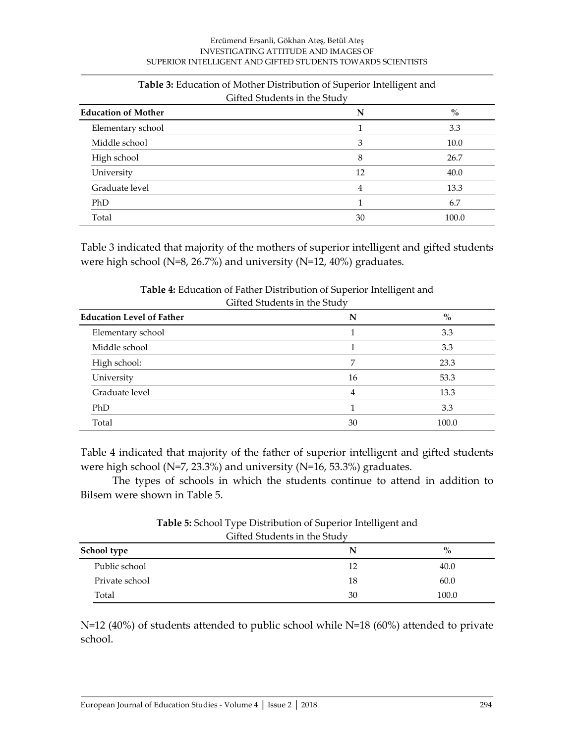**Table 3:** Education of Mother Distribution of Superior Intelligent and Gifted Students in the Study

| Education of Mother | N | % |
|---|---|---|
| Elementary school | 1 | 3.3 |
| Middle school | 3 | 10.0 |
| High school | 8 | 26.7 |
| University | 12 | 40.0 |
| Graduate level | 4 | 13.3 |
| PhD | 1 | 6.7 |
| Total | 30 | 100.0 |

Table 3 indicated that majority of the mothers of superior intelligent and gifted students were high school (N=8, 26.7%) and university (N=12, 40%) graduates.

**Table 4:** Education of Father Distribution of Superior Intelligent and Gifted Students in the Study

| Education Level of Father | N | % |
|---|---|---|
| Elementary school | 1 | 3.3 |
| Middle school | 1 | 3.3 |
| High school: | 7 | 23.3 |
| University | 16 | 53.3 |
| Graduate level | 4 | 13.3 |
| PhD | 1 | 3.3 |
| Total | 30 | 100.0 |

Table 4 indicated that majority of the father of superior intelligent and gifted students were high school (N=7, 23.3%) and university (N=16, 53.3%) graduates.

The types of schools in which the students continue to attend in addition to Bilsem were shown in Table 5.

**Table 5:** School Type Distribution of Superior Intelligent and Gifted Students in the Study

| School type | N | % |
|---|---|---|
| Public school | 12 | 40.0 |
| Private school | 18 | 60.0 |
| Total | 30 | 100.0 |

N=12 (40%) of students attended to public school while N=18 (60%) attended to private school.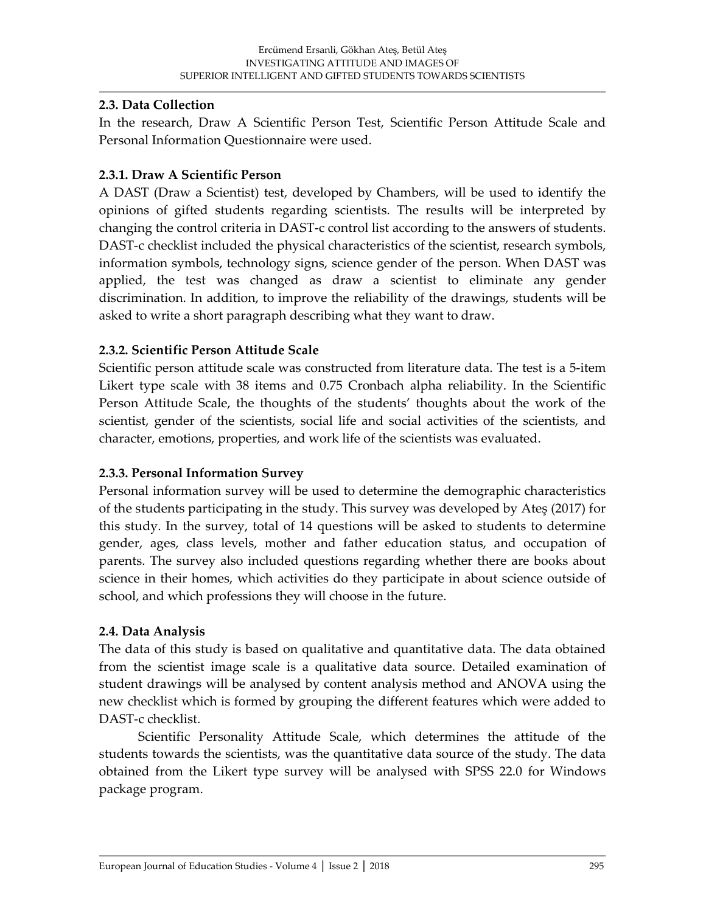### 2.3. Data Collection

In the research, Draw A Scientific Person Test, Scientific Person Attitude Scale and Personal Information Questionnaire were used.

#### 2.3.1. Draw A Scientific Person

A DAST (Draw a Scientist) test, developed by Chambers, will be used to identify the opinions of gifted students regarding scientists. The results will be interpreted by changing the control criteria in DAST-c control list according to the answers of students. DAST-c checklist included the physical characteristics of the scientist, research symbols, information symbols, technology signs, science gender of the person. When DAST was applied, the test was changed as draw a scientist to eliminate any gender discrimination. In addition, to improve the reliability of the drawings, students will be asked to write a short paragraph describing what they want to draw.

#### 2.3.2. Scientific Person Attitude Scale

Scientific person attitude scale was constructed from literature data. The test is a 5-item Likert type scale with 38 items and 0.75 Cronbach alpha reliability. In the Scientific Person Attitude Scale, the thoughts of the students' thoughts about the work of the scientist, gender of the scientists, social life and social activities of the scientists, and character, emotions, properties, and work life of the scientists was evaluated.

#### 2.3.3. Personal Information Survey

Personal information survey will be used to determine the demographic characteristics of the students participating in the study. This survey was developed by Ateş (2017) for this study. In the survey, total of 14 questions will be asked to students to determine gender, ages, class levels, mother and father education status, and occupation of parents. The survey also included questions regarding whether there are books about science in their homes, which activities do they participate in about science outside of school, and which professions they will choose in the future.

### 2.4. Data Analysis

The data of this study is based on qualitative and quantitative data. The data obtained from the scientist image scale is a qualitative data source. Detailed examination of student drawings will be analysed by content analysis method and ANOVA using the new checklist which is formed by grouping the different features which were added to DAST-c checklist.

Scientific Personality Attitude Scale, which determines the attitude of the students towards the scientists, was the quantitative data source of the study. The data obtained from the Likert type survey will be analysed with SPSS 22.0 for Windows package program.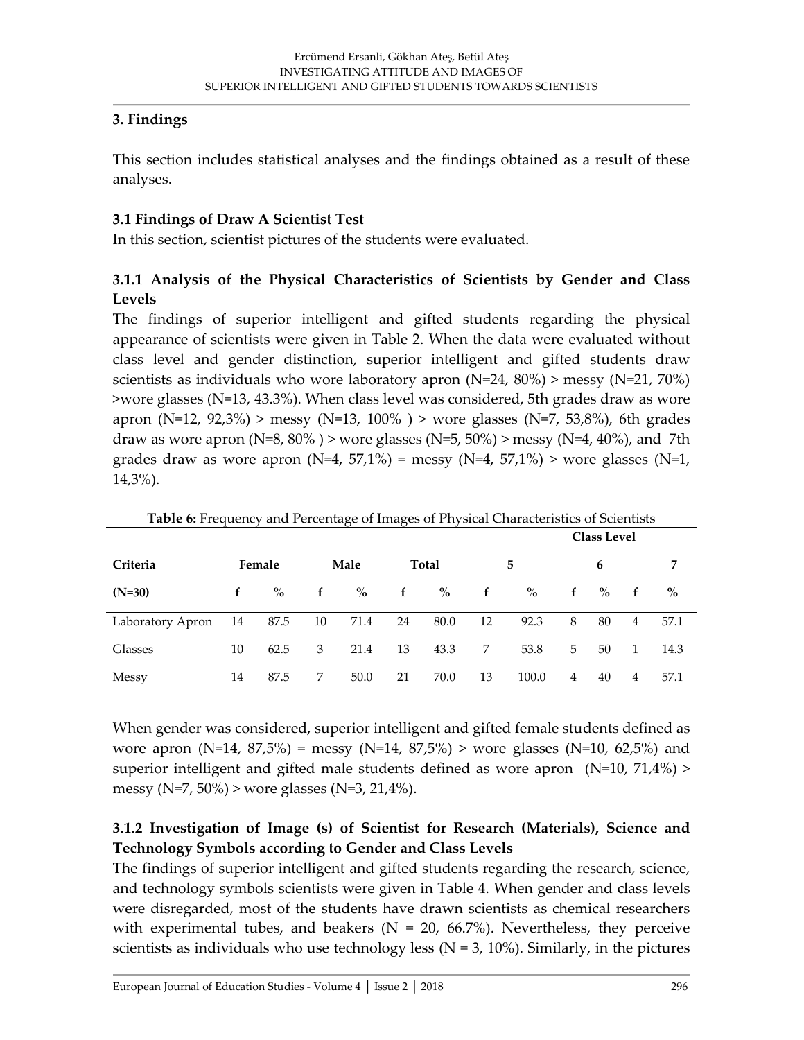## 3. Findings

This section includes statistical analyses and the findings obtained as a result of these analyses.

### 3.1 Findings of Draw A Scientist Test

In this section, scientist pictures of the students were evaluated.

#### 3.1.1 Analysis of the Physical Characteristics of Scientists by Gender and Class Levels

The findings of superior intelligent and gifted students regarding the physical appearance of scientists were given in Table 2. When the data were evaluated without class level and gender distinction, superior intelligent and gifted students draw scientists as individuals who wore laboratory apron (N=24, 80%) > messy (N=21, 70%) >wore glasses (N=13, 43.3%). When class level was considered, 5th grades draw as wore apron (N=12, 92,3%) > messy (N=13, 100% ) > wore glasses (N=7, 53,8%), 6th grades draw as wore apron (N=8, 80% ) > wore glasses (N=5, 50%) > messy (N=4, 40%), and 7th grades draw as wore apron (N=4, 57,1%) = messy (N=4, 57,1%) > wore glasses (N=1, 14,3%).

**Table 6:** Frequency and Percentage of Images of Physical Characteristics of Scientists

| | | | | | | | Class Level | | | | | |
|---|---|---|---|---|---|---|---|---|---|---|---|---|
| **Criteria** | **Female** | | **Male** | | **Total** | | **5** | | **6** | | **7** | |
| **(N=30)** | **f** | **%** | **f** | **%** | **f** | **%** | **f** | **%** | **f** | **%** | **f** | **%** |
| Laboratory Apron | 14 | 87.5 | 10 | 71.4 | 24 | 80.0 | 12 | 92.3 | 8 | 80 | 4 | 57.1 |
| Glasses | 10 | 62.5 | 3 | 21.4 | 13 | 43.3 | 7 | 53.8 | 5 | 50 | 1 | 14.3 |
| Messy | 14 | 87.5 | 7 | 50.0 | 21 | 70.0 | 13 | 100.0 | 4 | 40 | 4 | 57.1 |

When gender was considered, superior intelligent and gifted female students defined as wore apron (N=14, 87,5%) = messy (N=14, 87,5%) > wore glasses (N=10, 62,5%) and superior intelligent and gifted male students defined as wore apron (N=10, 71,4%) > messy (N=7, 50%) > wore glasses (N=3, 21,4%).

#### 3.1.2 Investigation of Image (s) of Scientist for Research (Materials), Science and Technology Symbols according to Gender and Class Levels

The findings of superior intelligent and gifted students regarding the research, science, and technology symbols scientists were given in Table 4. When gender and class levels were disregarded, most of the students have drawn scientists as chemical researchers with experimental tubes, and beakers (N = 20, 66.7%). Nevertheless, they perceive scientists as individuals who use technology less (N = 3, 10%). Similarly, in the pictures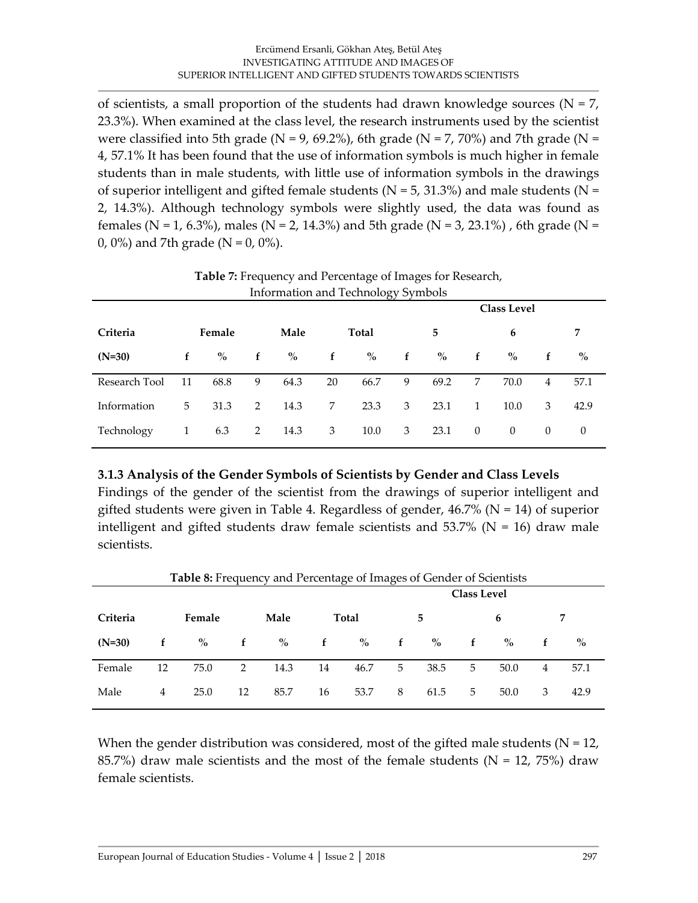of scientists, a small proportion of the students had drawn knowledge sources (N = 7, 23.3%). When examined at the class level, the research instruments used by the scientist were classified into 5th grade (N = 9, 69.2%), 6th grade (N = 7, 70%) and 7th grade (N = 4, 57.1% It has been found that the use of information symbols is much higher in female students than in male students, with little use of information symbols in the drawings of superior intelligent and gifted female students (N = 5, 31.3%) and male students (N = 2, 14.3%). Although technology symbols were slightly used, the data was found as females (N = 1, 6.3%), males (N = 2, 14.3%) and 5th grade (N = 3, 23.1%) , 6th grade (N = 0, 0%) and 7th grade (N = 0, 0%).

**Table 7:** Frequency and Percentage of Images for Research, Information and Technology Symbols

| | | | | | | | Class Level | | | | | |
|---|---|---|---|---|---|---|---|---|---|---|---|---|
| **Criteria** | **Female** | | **Male** | | **Total** | | **5** | | **6** | | **7** | |
| **(N=30)** | **f** | **%** | **f** | **%** | **f** | **%** | **f** | **%** | **f** | **%** | **f** | **%** |
| Research Tool | 11 | 68.8 | 9 | 64.3 | 20 | 66.7 | 9 | 69.2 | 7 | 70.0 | 4 | 57.1 |
| Information | 5 | 31.3 | 2 | 14.3 | 7 | 23.3 | 3 | 23.1 | 1 | 10.0 | 3 | 42.9 |
| Technology | 1 | 6.3 | 2 | 14.3 | 3 | 10.0 | 3 | 23.1 | 0 | 0 | 0 | 0 |

### 3.1.3 Analysis of the Gender Symbols of Scientists by Gender and Class Levels

Findings of the gender of the scientist from the drawings of superior intelligent and gifted students were given in Table 4. Regardless of gender, 46.7% (N = 14) of superior intelligent and gifted students draw female scientists and 53.7% (N = 16) draw male scientists.

**Table 8:** Frequency and Percentage of Images of Gender of Scientists

| | | | | | | | Class Level | | | | | |
|---|---|---|---|---|---|---|---|---|---|---|---|---|
| **Criteria** | **Female** | | **Male** | | **Total** | | **5** | | **6** | | **7** | |
| **(N=30)** | **f** | **%** | **f** | **%** | **f** | **%** | **f** | **%** | **f** | **%** | **f** | **%** |
| Female | 12 | 75.0 | 2 | 14.3 | 14 | 46.7 | 5 | 38.5 | 5 | 50.0 | 4 | 57.1 |
| Male | 4 | 25.0 | 12 | 85.7 | 16 | 53.7 | 8 | 61.5 | 5 | 50.0 | 3 | 42.9 |

When the gender distribution was considered, most of the gifted male students (N = 12, 85.7%) draw male scientists and the most of the female students (N = 12, 75%) draw female scientists.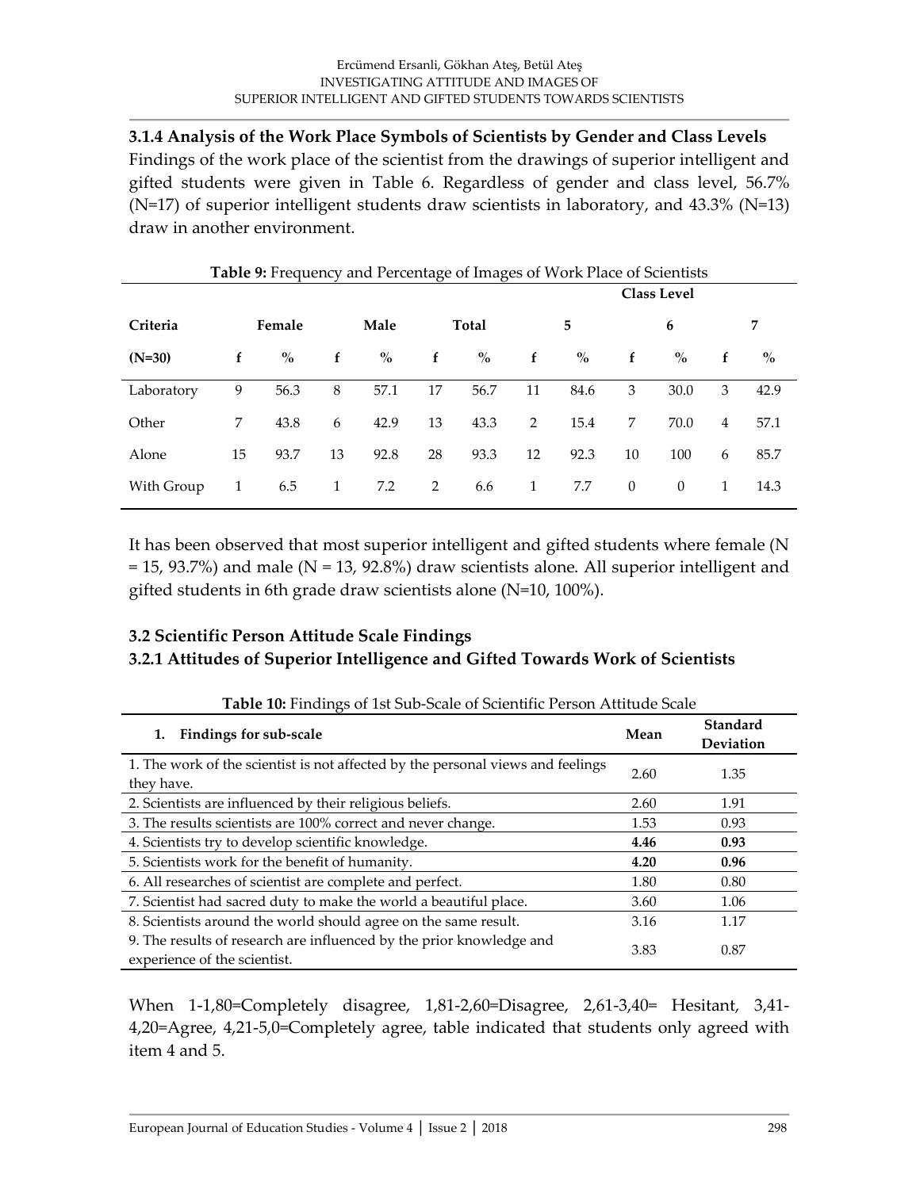### 3.1.4 Analysis of the Work Place Symbols of Scientists by Gender and Class Levels

Findings of the work place of the scientist from the drawings of superior intelligent and gifted students were given in Table 6. Regardless of gender and class level, 56.7% (N=17) of superior intelligent students draw scientists in laboratory, and 43.3% (N=13) draw in another environment.

**Table 9:** Frequency and Percentage of Images of Work Place of Scientists

| | | | | | | | Class Level | | | | | |
|---|---|---|---|---|---|---|---|---|---|---|---|---|
| **Criteria** | **Female** | | **Male** | | **Total** | | **5** | | **6** | | **7** | |
| **(N=30)** | **f** | **%** | **f** | **%** | **f** | **%** | **f** | **%** | **f** | **%** | **f** | **%** |
| Laboratory | 9 | 56.3 | 8 | 57.1 | 17 | 56.7 | 11 | 84.6 | 3 | 30.0 | 3 | 42.9 |
| Other | 7 | 43.8 | 6 | 42.9 | 13 | 43.3 | 2 | 15.4 | 7 | 70.0 | 4 | 57.1 |
| Alone | 15 | 93.7 | 13 | 92.8 | 28 | 93.3 | 12 | 92.3 | 10 | 100 | 6 | 85.7 |
| With Group | 1 | 6.5 | 1 | 7.2 | 2 | 6.6 | 1 | 7.7 | 0 | 0 | 1 | 14.3 |

It has been observed that most superior intelligent and gifted students where female (N = 15, 93.7%) and male (N = 13, 92.8%) draw scientists alone. All superior intelligent and gifted students in 6th grade draw scientists alone (N=10, 100%).

## 3.2 Scientific Person Attitude Scale Findings

### 3.2.1 Attitudes of Superior Intelligence and Gifted Towards Work of Scientists

**Table 10:** Findings of 1st Sub-Scale of Scientific Person Attitude Scale

| 1. Findings for sub-scale | Mean | Standard Deviation |
|---|---|---|
| 1. The work of the scientist is not affected by the personal views and feelings they have. | 2.60 | 1.35 |
| 2. Scientists are influenced by their religious beliefs. | 2.60 | 1.91 |
| 3. The results scientists are 100% correct and never change. | 1.53 | 0.93 |
| 4. Scientists try to develop scientific knowledge. | **4.46** | **0.93** |
| 5. Scientists work for the benefit of humanity. | **4.20** | **0.96** |
| 6. All researches of scientist are complete and perfect. | 1.80 | 0.80 |
| 7. Scientist had sacred duty to make the world a beautiful place. | 3.60 | 1.06 |
| 8. Scientists around the world should agree on the same result. | 3.16 | 1.17 |
| 9. The results of research are influenced by the prior knowledge and experience of the scientist. | 3.83 | 0.87 |

When 1-1,80=Completely disagree, 1,81-2,60=Disagree, 2,61-3,40= Hesitant, 3,41-4,20=Agree, 4,21-5,0=Completely agree, table indicated that students only agreed with item 4 and 5.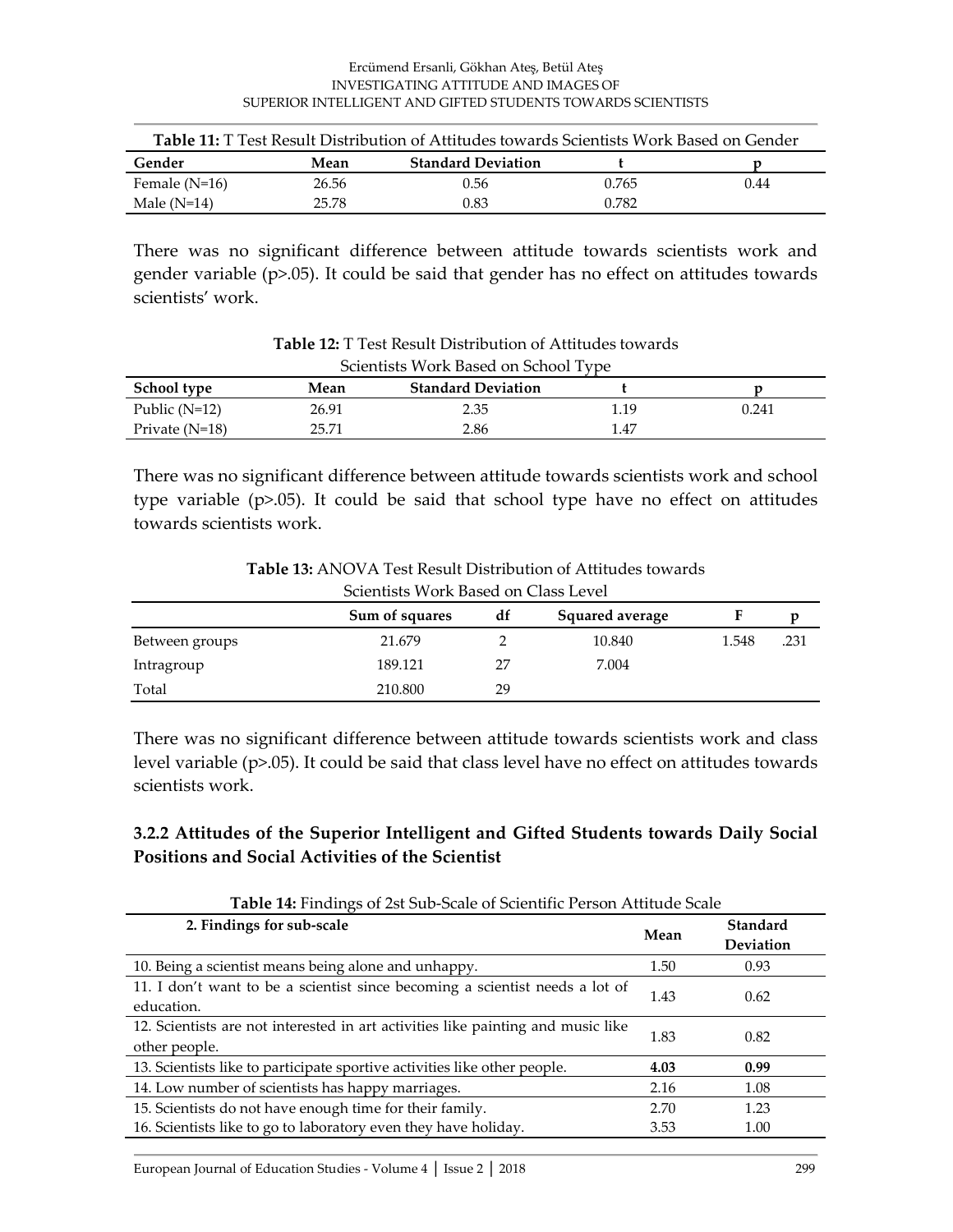**Table 11:** T Test Result Distribution of Attitudes towards Scientists Work Based on Gender

| Gender | Mean | Standard Deviation | t | p |
|---|---|---|---|---|
| Female (N=16) | 26.56 | 0.56 | 0.765 | 0.44 |
| Male (N=14) | 25.78 | 0.83 | 0.782 | |

There was no significant difference between attitude towards scientists work and gender variable (p>.05). It could be said that gender has no effect on attitudes towards scientists' work.

**Table 12:** T Test Result Distribution of Attitudes towards Scientists Work Based on School Type

| School type | Mean | Standard Deviation | t | p |
|---|---|---|---|---|
| Public (N=12) | 26.91 | 2.35 | 1.19 | 0.241 |
| Private (N=18) | 25.71 | 2.86 | 1.47 | |

There was no significant difference between attitude towards scientists work and school type variable (p>.05). It could be said that school type have no effect on attitudes towards scientists work.

**Table 13:** ANOVA Test Result Distribution of Attitudes towards Scientists Work Based on Class Level

| | Sum of squares | df | Squared average | F | p |
|---|---|---|---|---|---|
| Between groups | 21.679 | 2 | 10.840 | 1.548 | .231 |
| Intragroup | 189.121 | 27 | 7.004 | | |
| Total | 210.800 | 29 | | | |

There was no significant difference between attitude towards scientists work and class level variable (p>.05). It could be said that class level have no effect on attitudes towards scientists work.

### 3.2.2 Attitudes of the Superior Intelligent and Gifted Students towards Daily Social Positions and Social Activities of the Scientist

**Table 14:** Findings of 2st Sub-Scale of Scientific Person Attitude Scale

| 2. Findings for sub-scale | Mean | Standard Deviation |
|---|---|---|
| 10. Being a scientist means being alone and unhappy. | 1.50 | 0.93 |
| 11. I don't want to be a scientist since becoming a scientist needs a lot of education. | 1.43 | 0.62 |
| 12. Scientists are not interested in art activities like painting and music like other people. | 1.83 | 0.82 |
| 13. Scientists like to participate sportive activities like other people. | **4.03** | **0.99** |
| 14. Low number of scientists has happy marriages. | 2.16 | 1.08 |
| 15. Scientists do not have enough time for their family. | 2.70 | 1.23 |
| 16. Scientists like to go to laboratory even they have holiday. | 3.53 | 1.00 |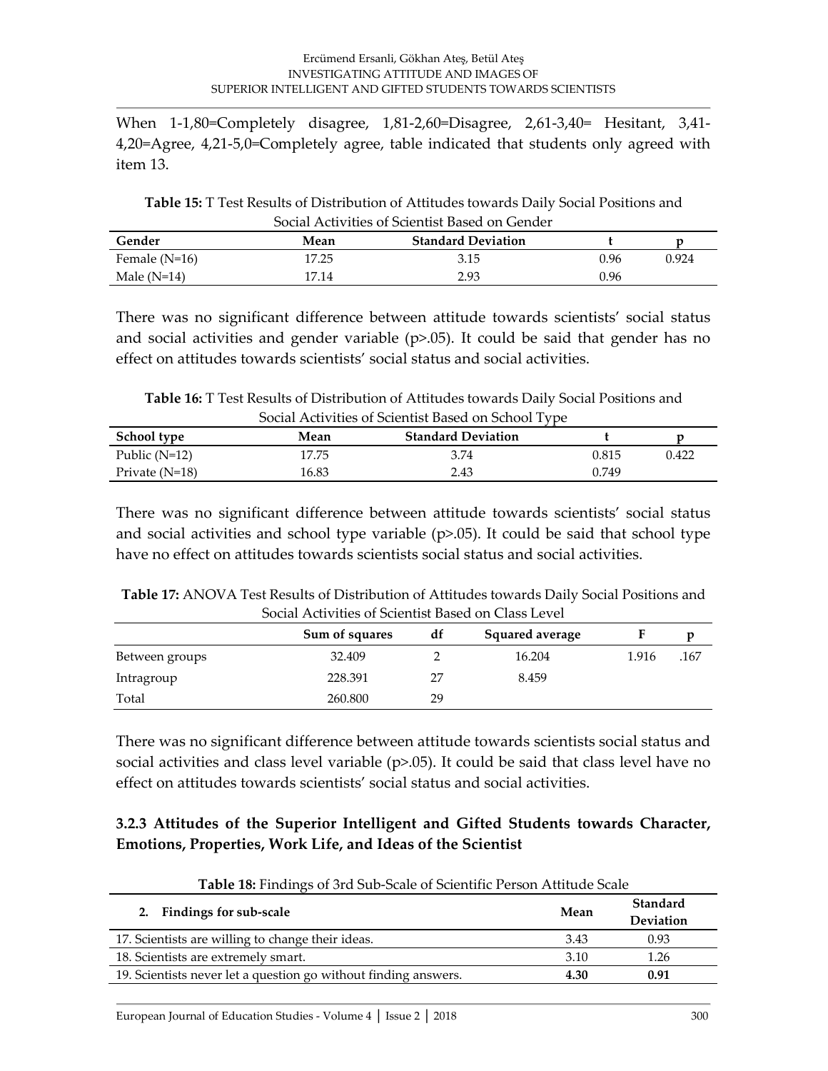When 1-1,80=Completely disagree, 1,81-2,60=Disagree, 2,61-3,40= Hesitant, 3,41-4,20=Agree, 4,21-5,0=Completely agree, table indicated that students only agreed with item 13.

**Table 15:** T Test Results of Distribution of Attitudes towards Daily Social Positions and Social Activities of Scientist Based on Gender

| Gender | Mean | Standard Deviation | t | p |
|---|---|---|---|---|
| Female (N=16) | 17.25 | 3.15 | 0.96 | 0.924 |
| Male (N=14) | 17.14 | 2.93 | 0.96 | |

There was no significant difference between attitude towards scientists' social status and social activities and gender variable (p>.05). It could be said that gender has no effect on attitudes towards scientists' social status and social activities.

**Table 16:** T Test Results of Distribution of Attitudes towards Daily Social Positions and Social Activities of Scientist Based on School Type

| School type | Mean | Standard Deviation | t | p |
|---|---|---|---|---|
| Public (N=12) | 17.75 | 3.74 | 0.815 | 0.422 |
| Private (N=18) | 16.83 | 2.43 | 0.749 | |

There was no significant difference between attitude towards scientists' social status and social activities and school type variable (p>.05). It could be said that school type have no effect on attitudes towards scientists social status and social activities.

**Table 17:** ANOVA Test Results of Distribution of Attitudes towards Daily Social Positions and Social Activities of Scientist Based on Class Level

| | Sum of squares | df | Squared average | F | p |
|---|---|---|---|---|---|
| Between groups | 32.409 | 2 | 16.204 | 1.916 | .167 |
| Intragroup | 228.391 | 27 | 8.459 | | |
| Total | 260.800 | 29 | | | |

There was no significant difference between attitude towards scientists social status and social activities and class level variable (p>.05). It could be said that class level have no effect on attitudes towards scientists' social status and social activities.

### 3.2.3 Attitudes of the Superior Intelligent and Gifted Students towards Character, Emotions, Properties, Work Life, and Ideas of the Scientist

**Table 18:** Findings of 3rd Sub-Scale of Scientific Person Attitude Scale

| 2. Findings for sub-scale | Mean | Standard Deviation |
|---|---|---|
| 17. Scientists are willing to change their ideas. | 3.43 | 0.93 |
| 18. Scientists are extremely smart. | 3.10 | 1.26 |
| 19. Scientists never let a question go without finding answers. | **4.30** | **0.91** |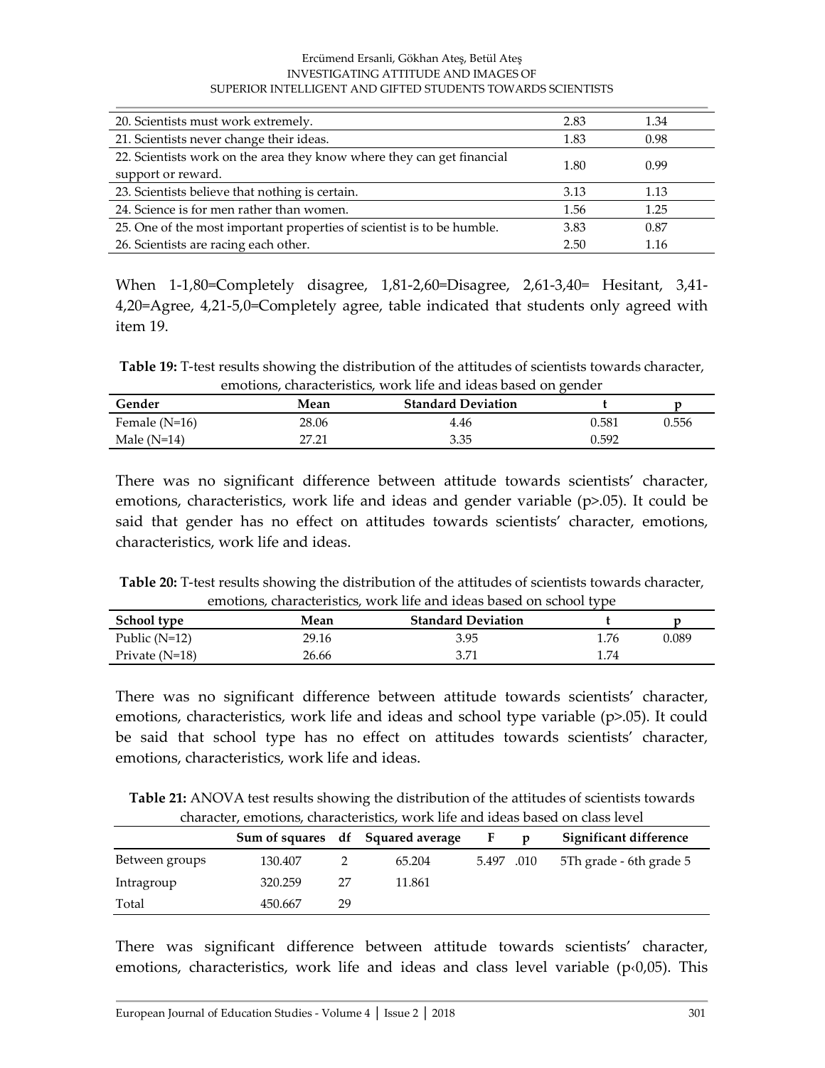| | | |
|---|---|---|
| 20. Scientists must work extremely. | 2.83 | 1.34 |
| 21. Scientists never change their ideas. | 1.83 | 0.98 |
| 22. Scientists work on the area they know where they can get financial support or reward. | 1.80 | 0.99 |
| 23. Scientists believe that nothing is certain. | 3.13 | 1.13 |
| 24. Science is for men rather than women. | 1.56 | 1.25 |
| 25. One of the most important properties of scientist is to be humble. | 3.83 | 0.87 |
| 26. Scientists are racing each other. | 2.50 | 1.16 |

When 1-1,80=Completely disagree, 1,81-2,60=Disagree, 2,61-3,40= Hesitant, 3,41-4,20=Agree, 4,21-5,0=Completely agree, table indicated that students only agreed with item 19.

**Table 19:** T-test results showing the distribution of the attitudes of scientists towards character, emotions, characteristics, work life and ideas based on gender

| Gender | Mean | Standard Deviation | t | p |
|---|---|---|---|---|
| Female (N=16) | 28.06 | 4.46 | 0.581 | 0.556 |
| Male (N=14) | 27.21 | 3.35 | 0.592 | |

There was no significant difference between attitude towards scientists' character, emotions, characteristics, work life and ideas and gender variable (p>.05). It could be said that gender has no effect on attitudes towards scientists' character, emotions, characteristics, work life and ideas.

**Table 20:** T-test results showing the distribution of the attitudes of scientists towards character, emotions, characteristics, work life and ideas based on school type

| School type | Mean | Standard Deviation | t | p |
|---|---|---|---|---|
| Public (N=12) | 29.16 | 3.95 | 1.76 | 0.089 |
| Private (N=18) | 26.66 | 3.71 | 1.74 | |

There was no significant difference between attitude towards scientists' character, emotions, characteristics, work life and ideas and school type variable (p>.05). It could be said that school type has no effect on attitudes towards scientists' character, emotions, characteristics, work life and ideas.

**Table 21:** ANOVA test results showing the distribution of the attitudes of scientists towards character, emotions, characteristics, work life and ideas based on class level

| | Sum of squares | df | Squared average | F | p | Significant difference |
|---|---|---|---|---|---|---|
| Between groups | 130.407 | 2 | 65.204 | 5.497 | .010 | 5Th grade - 6th grade 5 |
| Intragroup | 320.259 | 27 | 11.861 | | | |
| Total | 450.667 | 29 | | | | |

There was significant difference between attitude towards scientists' character, emotions, characteristics, work life and ideas and class level variable (p<0,05). This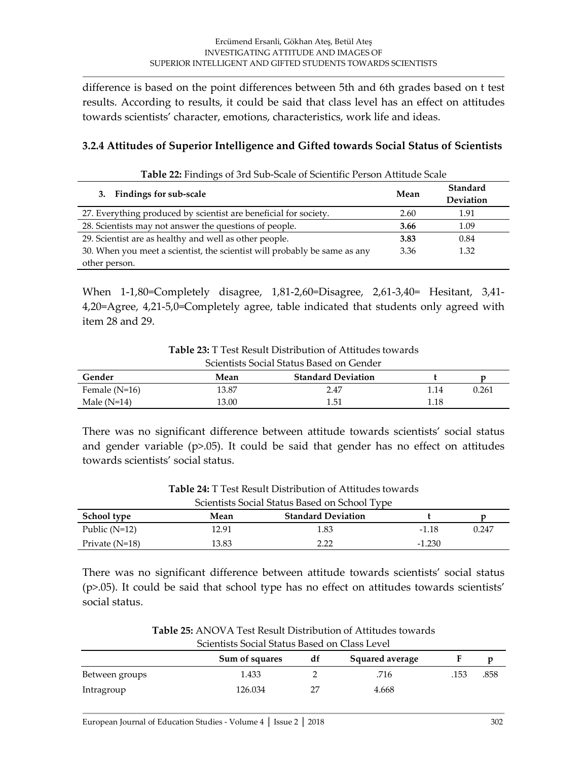difference is based on the point differences between 5th and 6th grades based on t test results. According to results, it could be said that class level has an effect on attitudes towards scientists' character, emotions, characteristics, work life and ideas.

### 3.2.4 Attitudes of Superior Intelligence and Gifted towards Social Status of Scientists

**Table 22:** Findings of 3rd Sub-Scale of Scientific Person Attitude Scale

| 3. Findings for sub-scale | Mean | Standard Deviation |
|---|---|---|
| 27. Everything produced by scientist are beneficial for society. | 2.60 | 1.91 |
| 28. Scientists may not answer the questions of people. | **3.66** | 1.09 |
| 29. Scientist are as healthy and well as other people. | **3.83** | 0.84 |
| 30. When you meet a scientist, the scientist will probably be same as any other person. | 3.36 | 1.32 |

When 1-1,80=Completely disagree, 1,81-2,60=Disagree, 2,61-3,40= Hesitant, 3,41-4,20=Agree, 4,21-5,0=Completely agree, table indicated that students only agreed with item 28 and 29.

**Table 23:** T Test Result Distribution of Attitudes towards Scientists Social Status Based on Gender

| Gender | Mean | Standard Deviation | t | p |
|---|---|---|---|---|
| Female (N=16) | 13.87 | 2.47 | 1.14 | 0.261 |
| Male (N=14) | 13.00 | 1.51 | 1.18 | |

There was no significant difference between attitude towards scientists' social status and gender variable (p>.05). It could be said that gender has no effect on attitudes towards scientists' social status.

**Table 24:** T Test Result Distribution of Attitudes towards Scientists Social Status Based on School Type

| School type | Mean | Standard Deviation | t | p |
|---|---|---|---|---|
| Public (N=12) | 12.91 | 1.83 | -1.18 | 0.247 |
| Private (N=18) | 13.83 | 2.22 | -1.230 | |

There was no significant difference between attitude towards scientists' social status (p>.05). It could be said that school type has no effect on attitudes towards scientists' social status.

**Table 25:** ANOVA Test Result Distribution of Attitudes towards Scientists Social Status Based on Class Level

| | Sum of squares | df | Squared average | F | p |
|---|---|---|---|---|---|
| Between groups | 1.433 | 2 | .716 | .153 | .858 |
| Intragroup | 126.034 | 27 | 4.668 | | |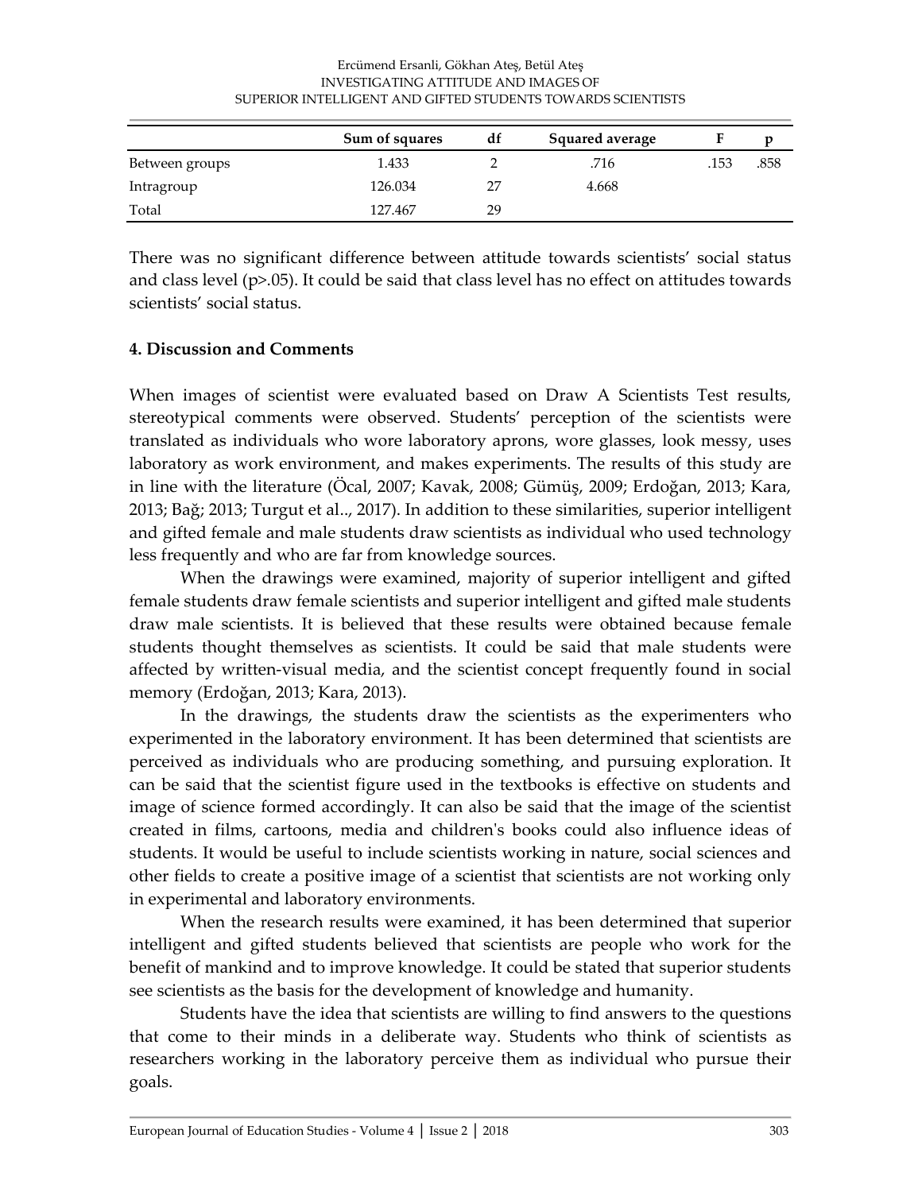| | Sum of squares | df | Squared average | F | p |
|---|---|---|---|---|---|
| Between groups | 1.433 | 2 | .716 | .153 | .858 |
| Intragroup | 126.034 | 27 | 4.668 | | |
| Total | 127.467 | 29 | | | |

There was no significant difference between attitude towards scientists' social status and class level (p>.05). It could be said that class level has no effect on attitudes towards scientists' social status.

## 4. Discussion and Comments

When images of scientist were evaluated based on Draw A Scientists Test results, stereotypical comments were observed. Students' perception of the scientists were translated as individuals who wore laboratory aprons, wore glasses, look messy, uses laboratory as work environment, and makes experiments. The results of this study are in line with the literature (Öcal, 2007; Kavak, 2008; Gümüş, 2009; Erdoğan, 2013; Kara, 2013; Bağ; 2013; Turgut et al.., 2017). In addition to these similarities, superior intelligent and gifted female and male students draw scientists as individual who used technology less frequently and who are far from knowledge sources.

When the drawings were examined, majority of superior intelligent and gifted female students draw female scientists and superior intelligent and gifted male students draw male scientists. It is believed that these results were obtained because female students thought themselves as scientists. It could be said that male students were affected by written-visual media, and the scientist concept frequently found in social memory (Erdoğan, 2013; Kara, 2013).

In the drawings, the students draw the scientists as the experimenters who experimented in the laboratory environment. It has been determined that scientists are perceived as individuals who are producing something, and pursuing exploration. It can be said that the scientist figure used in the textbooks is effective on students and image of science formed accordingly. It can also be said that the image of the scientist created in films, cartoons, media and children's books could also influence ideas of students. It would be useful to include scientists working in nature, social sciences and other fields to create a positive image of a scientist that scientists are not working only in experimental and laboratory environments.

When the research results were examined, it has been determined that superior intelligent and gifted students believed that scientists are people who work for the benefit of mankind and to improve knowledge. It could be stated that superior students see scientists as the basis for the development of knowledge and humanity.

Students have the idea that scientists are willing to find answers to the questions that come to their minds in a deliberate way. Students who think of scientists as researchers working in the laboratory perceive them as individual who pursue their goals.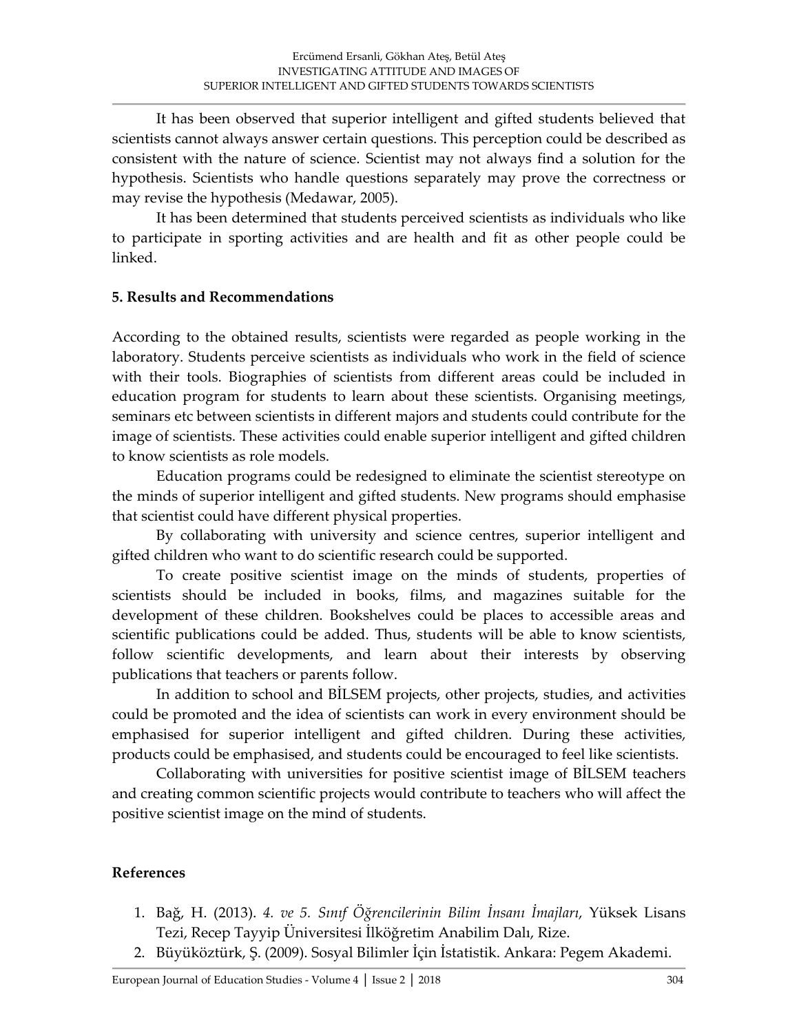It has been observed that superior intelligent and gifted students believed that scientists cannot always answer certain questions. This perception could be described as consistent with the nature of science. Scientist may not always find a solution for the hypothesis. Scientists who handle questions separately may prove the correctness or may revise the hypothesis (Medawar, 2005).

It has been determined that students perceived scientists as individuals who like to participate in sporting activities and are health and fit as other people could be linked.

## 5. Results and Recommendations

According to the obtained results, scientists were regarded as people working in the laboratory. Students perceive scientists as individuals who work in the field of science with their tools. Biographies of scientists from different areas could be included in education program for students to learn about these scientists. Organising meetings, seminars etc between scientists in different majors and students could contribute for the image of scientists. These activities could enable superior intelligent and gifted children to know scientists as role models.

Education programs could be redesigned to eliminate the scientist stereotype on the minds of superior intelligent and gifted students. New programs should emphasise that scientist could have different physical properties.

By collaborating with university and science centres, superior intelligent and gifted children who want to do scientific research could be supported.

To create positive scientist image on the minds of students, properties of scientists should be included in books, films, and magazines suitable for the development of these children. Bookshelves could be places to accessible areas and scientific publications could be added. Thus, students will be able to know scientists, follow scientific developments, and learn about their interests by observing publications that teachers or parents follow.

In addition to school and BİLSEM projects, other projects, studies, and activities could be promoted and the idea of scientists can work in every environment should be emphasised for superior intelligent and gifted children. During these activities, products could be emphasised, and students could be encouraged to feel like scientists.

Collaborating with universities for positive scientist image of BİLSEM teachers and creating common scientific projects would contribute to teachers who will affect the positive scientist image on the mind of students.

## References

1. Bağ, H. (2013). *4. ve 5. Sınıf Öğrencilerinin Bilim İnsanı İmajları*, Yüksek Lisans Tezi, Recep Tayyip Üniversitesi İlköğretim Anabilim Dalı, Rize.
2. Büyüköztürk, Ş. (2009). Sosyal Bilimler İçin İstatistik. Ankara: Pegem Akademi.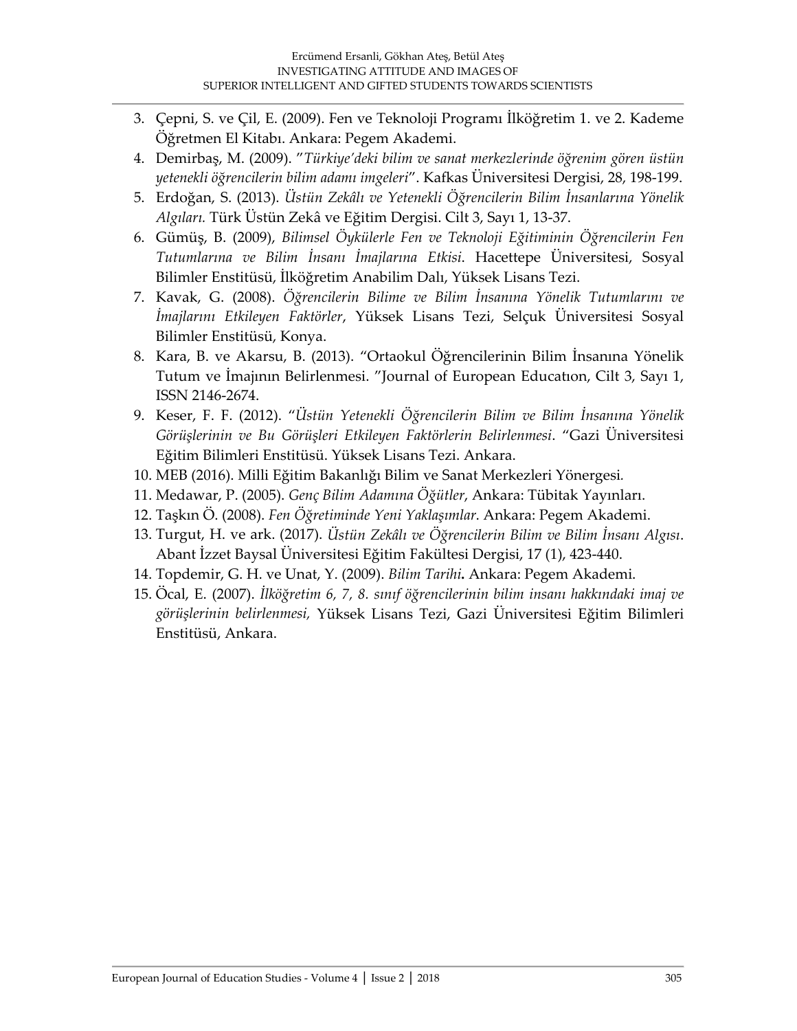3. Çepni, S. ve Çil, E. (2009). Fen ve Teknoloji Programı İlköğretim 1. ve 2. Kademe Öğretmen El Kitabı. Ankara: Pegem Akademi.
4. Demirbaş, M. (2009). "*Türkiye'deki bilim ve sanat merkezlerinde öğrenim gören üstün yetenekli öğrencilerin bilim adamı imgeleri*". Kafkas Üniversitesi Dergisi, 28, 198-199.
5. Erdoğan, S. (2013). *Üstün Zekâlı ve Yetenekli Öğrencilerin Bilim İnsanlarına Yönelik Algıları.* Türk Üstün Zekâ ve Eğitim Dergisi. Cilt 3, Sayı 1, 13-37.
6. Gümüş, B. (2009), *Bilimsel Öykülerle Fen ve Teknoloji Eğitiminin Öğrencilerin Fen Tutumlarına ve Bilim İnsanı İmajlarına Etkisi*. Hacettepe Üniversitesi, Sosyal Bilimler Enstitüsü, İlköğretim Anabilim Dalı, Yüksek Lisans Tezi.
7. Kavak, G. (2008). *Öğrencilerin Bilime ve Bilim İnsanına Yönelik Tutumlarını ve İmajlarını Etkileyen Faktörler*, Yüksek Lisans Tezi, Selçuk Üniversitesi Sosyal Bilimler Enstitüsü, Konya.
8. Kara, B. ve Akarsu, B. (2013). "Ortaokul Öğrencilerinin Bilim İnsanına Yönelik Tutum ve İmajının Belirlenmesi. "Journal of European Educatıon, Cilt 3, Sayı 1, ISSN 2146-2674.
9. Keser, F. F. (2012). "*Üstün Yetenekli Öğrencilerin Bilim ve Bilim İnsanına Yönelik Görüşlerinin ve Bu Görüşleri Etkileyen Faktörlerin Belirlenmesi*. "Gazi Üniversitesi Eğitim Bilimleri Enstitüsü. Yüksek Lisans Tezi. Ankara.
10. MEB (2016). Milli Eğitim Bakanlığı Bilim ve Sanat Merkezleri Yönergesi.
11. Medawar, P. (2005). *Genç Bilim Adamına Öğütler,* Ankara: Tübitak Yayınları.
12. Taşkın Ö. (2008). *Fen Öğretiminde Yeni Yaklaşımlar*. Ankara: Pegem Akademi.
13. Turgut, H. ve ark. (2017). *Üstün Zekâlı ve Öğrencilerin Bilim ve Bilim İnsanı Algısı*. Abant İzzet Baysal Üniversitesi Eğitim Fakültesi Dergisi, 17 (1), 423-440.
14. Topdemir, G. H. ve Unat, Y. (2009). *Bilim Tarihi***.** Ankara: Pegem Akademi.
15. Öcal, E. (2007). *İlköğretim 6, 7, 8. sınıf öğrencilerinin bilim insanı hakkındaki imaj ve görüşlerinin belirlenmesi,* Yüksek Lisans Tezi, Gazi Üniversitesi Eğitim Bilimleri Enstitüsü, Ankara.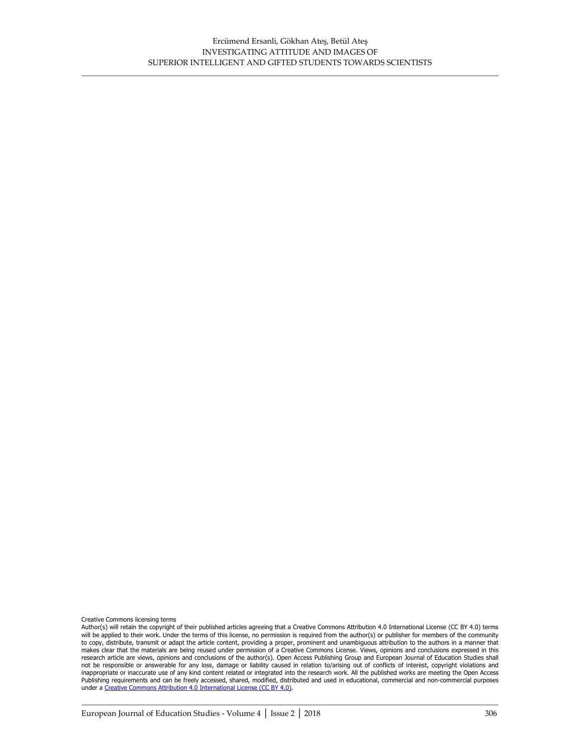Creative Commons licensing terms

Author(s) will retain the copyright of their published articles agreeing that a Creative Commons Attribution 4.0 International License (CC BY 4.0) terms will be applied to their work. Under the terms of this license, no permission is required from the author(s) or publisher for members of the community to copy, distribute, transmit or adapt the article content, providing a proper, prominent and unambiguous attribution to the authors in a manner that makes clear that the materials are being reused under permission of a Creative Commons License. Views, opinions and conclusions expressed in this research article are views, opinions and conclusions of the author(s). Open Access Publishing Group and European Journal of Education Studies shall not be responsible or answerable for any loss, damage or liability caused in relation to/arising out of conflicts of interest, copyright violations and inappropriate or inaccurate use of any kind content related or integrated into the research work. All the published works are meeting the Open Access Publishing requirements and can be freely accessed, shared, modified, distributed and used in educational, commercial and non-commercial purposes under a Creative Commons Attribution 4.0 International License (CC BY 4.0).